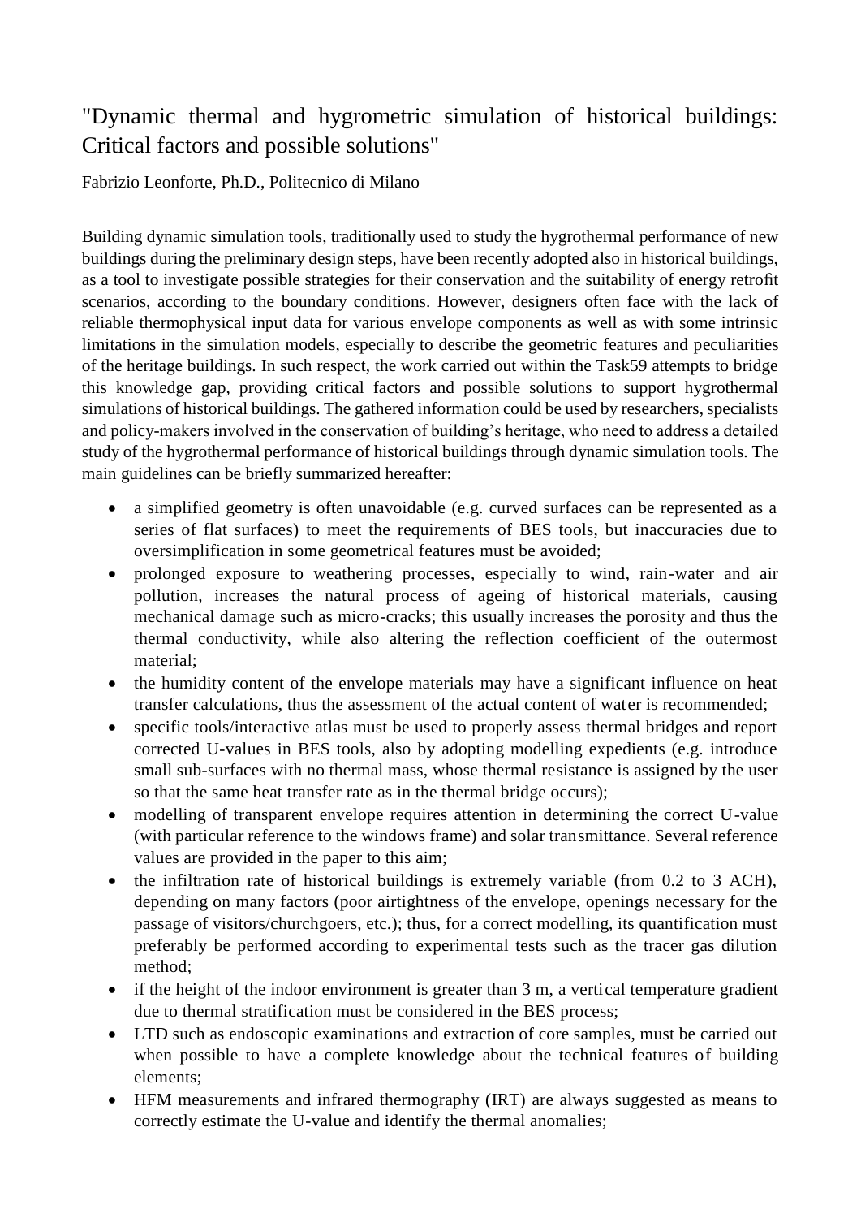# "Dynamic thermal and hygrometric simulation of historical buildings: Critical factors and possible solutions"

Fabrizio Leonforte, Ph.D., Politecnico di Milano

Building dynamic simulation tools, traditionally used to study the hygrothermal performance of new buildings during the preliminary design steps, have been recently adopted also in historical buildings, as a tool to investigate possible strategies for their conservation and the suitability of energy retrofit scenarios, according to the boundary conditions. However, designers often face with the lack of reliable thermophysical input data for various envelope components as well as with some intrinsic limitations in the simulation models, especially to describe the geometric features and peculiarities of the heritage buildings. In such respect, the work carried out within the Task59 attempts to bridge this knowledge gap, providing critical factors and possible solutions to support hygrothermal simulations of historical buildings. The gathered information could be used by researchers, specialists and policy-makers involved in the conservation of building's heritage, who need to address a detailed study of the hygrothermal performance of historical buildings through dynamic simulation tools. The main guidelines can be briefly summarized hereafter:

- a simplified geometry is often unavoidable (e.g. curved surfaces can be represented as a series of flat surfaces) to meet the requirements of BES tools, but inaccuracies due to oversimplification in some geometrical features must be avoided;
- prolonged exposure to weathering processes, especially to wind, rain-water and air pollution, increases the natural process of ageing of historical materials, causing mechanical damage such as micro-cracks; this usually increases the porosity and thus the thermal conductivity, while also altering the reflection coefficient of the outermost material;
- the humidity content of the envelope materials may have a significant influence on heat transfer calculations, thus the assessment of the actual content of water is recommended;
- specific tools/interactive atlas must be used to properly assess thermal bridges and report corrected U-values in BES tools, also by adopting modelling expedients (e.g. introduce small sub-surfaces with no thermal mass, whose thermal resistance is assigned by the user so that the same heat transfer rate as in the thermal bridge occurs);
- modelling of transparent envelope requires attention in determining the correct U-value (with particular reference to the windows frame) and solar transmittance. Several reference values are provided in the paper to this aim;
- the infiltration rate of historical buildings is extremely variable (from 0.2 to 3 ACH), depending on many factors (poor airtightness of the envelope, openings necessary for the passage of visitors/churchgoers, etc.); thus, for a correct modelling, its quantification must preferably be performed according to experimental tests such as the tracer gas dilution method;
- if the height of the indoor environment is greater than 3 m, a vertical temperature gradient due to thermal stratification must be considered in the BES process;
- LTD such as endoscopic examinations and extraction of core samples, must be carried out when possible to have a complete knowledge about the technical features of building elements;
- HFM measurements and infrared thermography (IRT) are always suggested as means to correctly estimate the U-value and identify the thermal anomalies;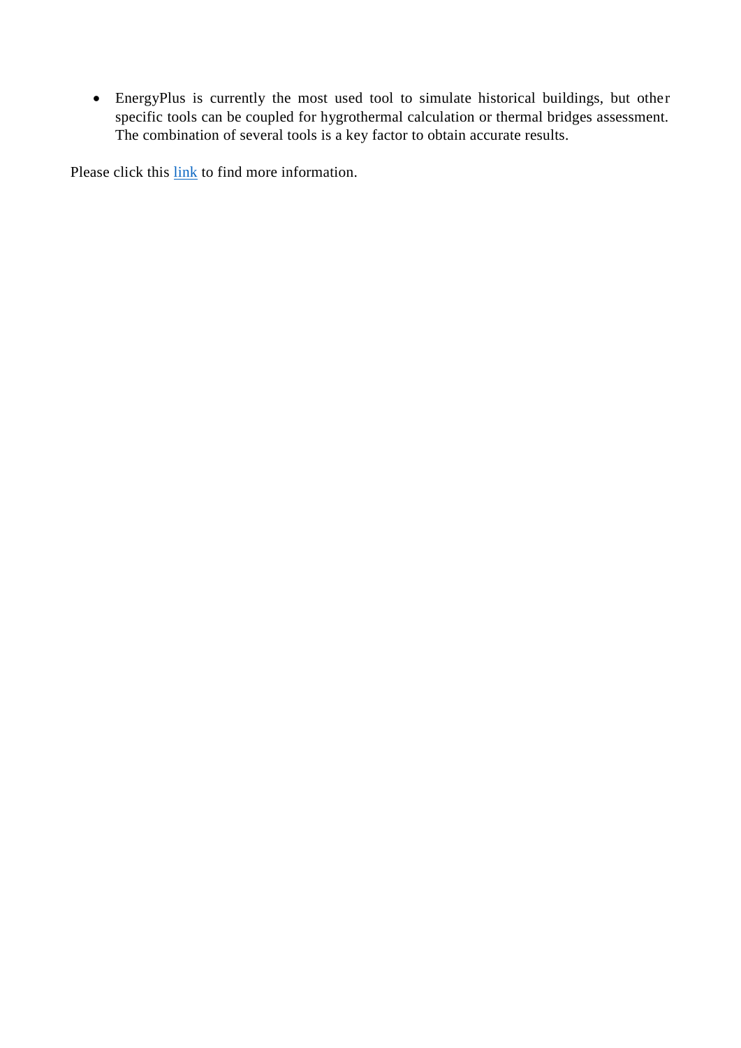- EnergyPlus is currently the most used tool to simulate historical buildings, but other specific tools can be coupled for hygrothermal calculation or thermal bridges assessment. The combination of several tools is a key factor to obtain accurate results.

Please click this link to find more information.